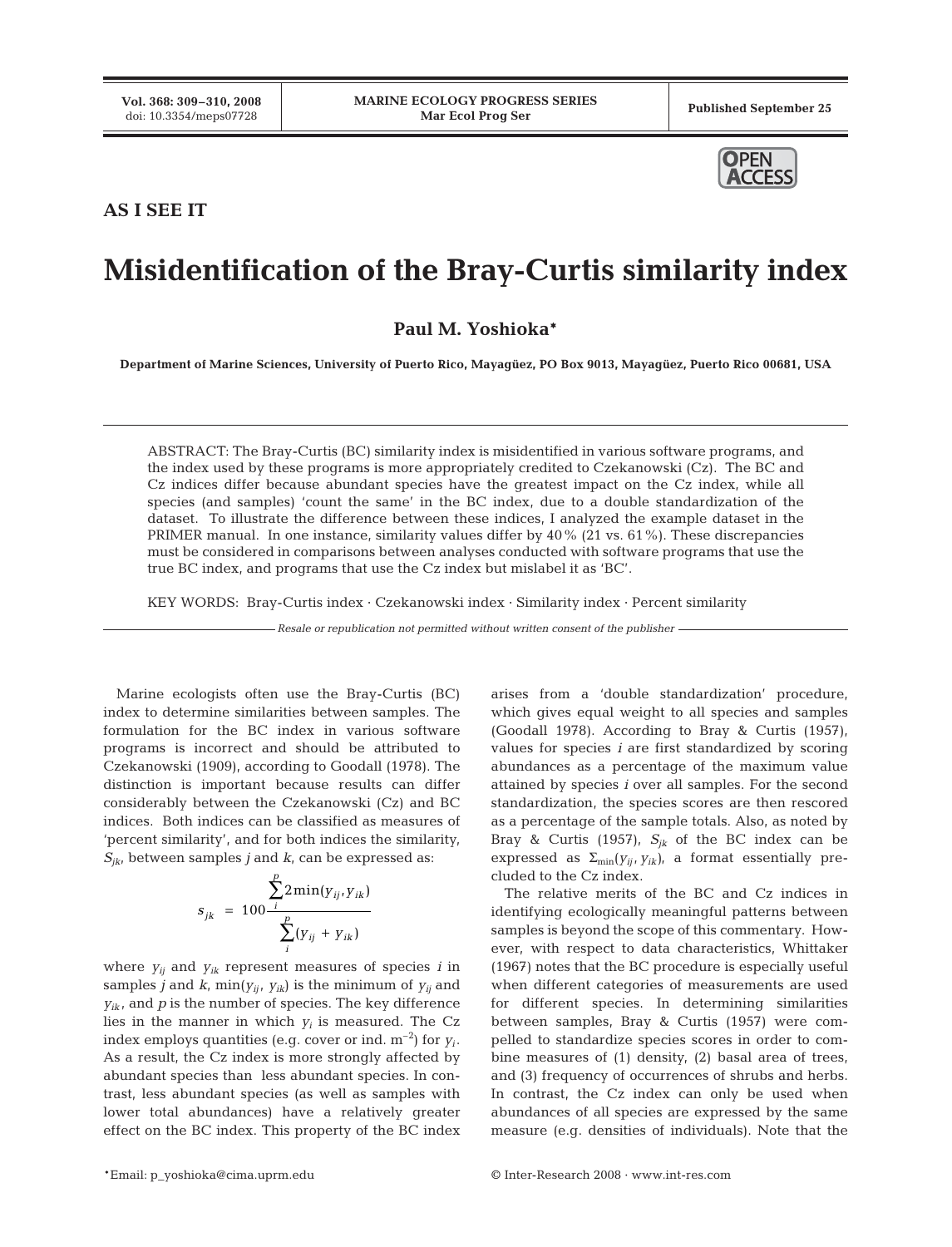**AS I SEE IT**

# Misidentification of the Bray-Curtis similarity index

**Paul M. Yoshioka***

**Department of Marine Sciences, University of Puerto Rico, Mayagüez, PO Box 9013, Mayagüez, Puerto Rico 00681, USA**

ABSTRACT: The Bray-Curtis (BC) similarity index is misidentified in various software programs, and the index used by these programs is more appropriately credited to Czekanowski (Cz). The BC and Cz indices differ because abundant species have the greatest impact on the Cz index, while all species (and samples) 'count the same' in the BC index, due to a double standardization of the dataset. To illustrate the difference between these indices, I analyzed the example dataset in the PRIMER manual. In one instance, similarity values differ by 40% (21 vs. 61%). These discrepancies must be considered in comparisons between analyses conducted with software programs that use the true BC index, and programs that use the Cz index but mislabel it as 'BC'.

KEY WORDS: Bray-Curtis index · Czekanowski index · Similarity index · Percent similarity

*Resale or republication not permitted without written consent of the publisher*

Marine ecologists often use the Bray-Curtis (BC) index to determine similarities between samples. The formulation for the BC index in various software programs is incorrect and should be attributed to Czekanowski (1909), according to Goodall (1978). The distinction is important because results can differ considerably between the Czekanowski (Cz) and BC indices. Both indices can be classified as measures of 'percent similarity', and for both indices the similarity, $S_{jk}$, between samples $j$ and $k$, can be expressed as:

$$s_{jk} = 100\frac{\sum_{i}^{p} 2\min(y_{ij}, y_{ik})}{\sum_{i}^{p}(y_{ij} + y_{ik})}$$

where $y_{ij}$ and $y_{ik}$ represent measures of species $i$ in samples $j$ and $k$, $\min(y_{ij}, y_{ik})$ is the minimum of $y_{ij}$ and $y_{ik}$, and $p$ is the number of species. The key difference lies in the manner in which $y_i$ is measured. The Cz index employs quantities (e.g. cover or ind. $m^{-2}$) for $y_i$. As a result, the Cz index is more strongly affected by abundant species than less abundant species. In contrast, less abundant species (as well as samples with lower total abundances) have a relatively greater effect on the BC index. This property of the BC index arises from a 'double standardization' procedure, which gives equal weight to all species and samples (Goodall 1978). According to Bray & Curtis (1957), values for species $i$ are first standardized by scoring abundances as a percentage of the maximum value attained by species $i$ over all samples. For the second standardization, the species scores are then rescored as a percentage of the sample totals. Also, as noted by Bray & Curtis (1957), $S_{jk}$ of the BC index can be expressed as $\Sigma_{\min}(y_{ij}, y_{ik})$, a format essentially precluded to the Cz index.

The relative merits of the BC and Cz indices in identifying ecologically meaningful patterns between samples is beyond the scope of this commentary. However, with respect to data characteristics, Whittaker (1967) notes that the BC procedure is especially useful when different categories of measurements are used for different species. In determining similarities between samples, Bray & Curtis (1957) were compelled to standardize species scores in order to combine measures of (1) density, (2) basal area of trees, and (3) frequency of occurrences of shrubs and herbs. In contrast, the Cz index can only be used when abundances of all species are expressed by the same measure (e.g. densities of individuals). Note that the

*Email: p_yoshioka@cima.uprm.edu

© Inter-Research 2008 · www.int-res.com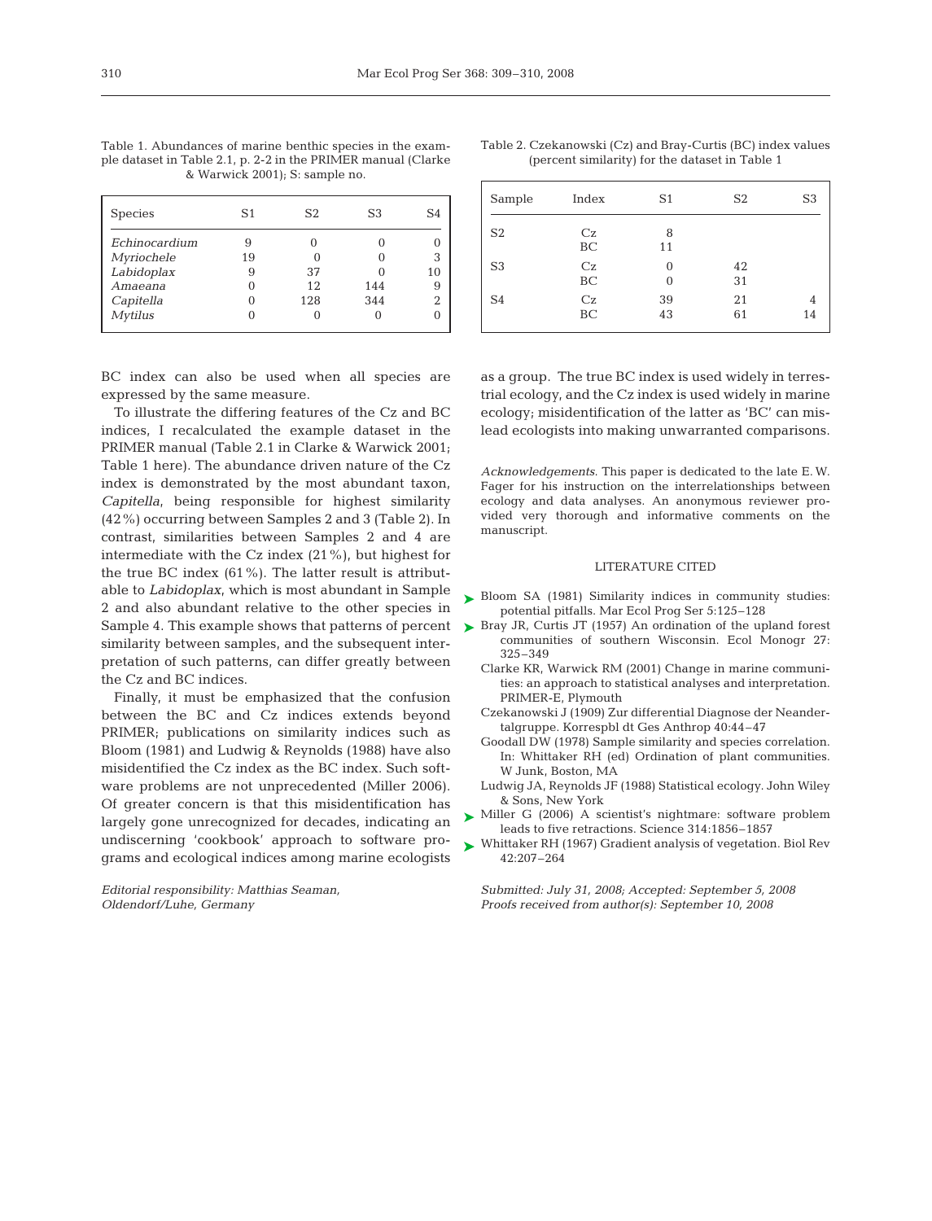Table 1. Abundances of marine benthic species in the example dataset in Table 2.1, p. 2-2 in the PRIMER manual (Clarke & Warwick 2001); S: sample no.

| Species | S1 | S2 | S3 | S4 |
|---|---|---|---|---|
| *Echinocardium* | 9 | 0 | 0 | 0 |
| *Myriochele* | 19 | 0 | 0 | 3 |
| *Labidoplax* | 9 | 37 | 0 | 10 |
| *Amaeana* | 0 | 12 | 144 | 9 |
| *Capitella* | 0 | 128 | 344 | 2 |
| *Mytilus* | 0 | 0 | 0 | 0 |

Table 2. Czekanowski (Cz) and Bray-Curtis (BC) index values (percent similarity) for the dataset in Table 1

| Sample | Index | S1 | S2 | S3 |
|---|---|---|---|---|
| S2 | Cz | 8 | | |
| | BC | 11 | | |
| S3 | Cz | 0 | 42 | |
| | BC | 0 | 31 | |
| S4 | Cz | 39 | 21 | 4 |
| | BC | 43 | 61 | 14 |

BC index can also be used when all species are expressed by the same measure.

To illustrate the differing features of the Cz and BC indices, I recalculated the example dataset in the PRIMER manual (Table 2.1 in Clarke & Warwick 2001; Table 1 here). The abundance driven nature of the Cz index is demonstrated by the most abundant taxon, *Capitella*, being responsible for highest similarity (42%) occurring between Samples 2 and 3 (Table 2). In contrast, similarities between Samples 2 and 4 are intermediate with the Cz index (21%), but highest for the true BC index (61%). The latter result is attributable to *Labidoplax*, which is most abundant in Sample 2 and also abundant relative to the other species in Sample 4. This example shows that patterns of percent similarity between samples, and the subsequent interpretation of such patterns, can differ greatly between the Cz and BC indices.

Finally, it must be emphasized that the confusion between the BC and Cz indices extends beyond PRIMER; publications on similarity indices such as Bloom (1981) and Ludwig & Reynolds (1988) have also misidentified the Cz index as the BC index. Such software problems are not unprecedented (Miller 2006). Of greater concern is that this misidentification has largely gone unrecognized for decades, indicating an undiscerning 'cookbook' approach to software programs and ecological indices among marine ecologists as a group. The true BC index is used widely in terrestrial ecology, and the Cz index is used widely in marine ecology; misidentification of the latter as 'BC' can mislead ecologists into making unwarranted comparisons.

*Acknowledgements.* This paper is dedicated to the late E. W. Fager for his instruction on the interrelationships between ecology and data analyses. An anonymous reviewer provided very thorough and informative comments on the manuscript.

## LITERATURE CITED

- Bloom SA (1981) Similarity indices in community studies: potential pitfalls. Mar Ecol Prog Ser 5:125–128
- Bray JR, Curtis JT (1957) An ordination of the upland forest communities of southern Wisconsin. Ecol Monogr 27: 325–349
- Clarke KR, Warwick RM (2001) Change in marine communities: an approach to statistical analyses and interpretation. PRIMER-E, Plymouth
- Czekanowski J (1909) Zur differential Diagnose der Neandertalgruppe. Korrespbl dt Ges Anthrop 40:44–47
- Goodall DW (1978) Sample similarity and species correlation. In: Whittaker RH (ed) Ordination of plant communities. W Junk, Boston, MA
- Ludwig JA, Reynolds JF (1988) Statistical ecology. John Wiley & Sons, New York
- Miller G (2006) A scientist's nightmare: software problem leads to five retractions. Science 314:1856–1857
- Whittaker RH (1967) Gradient analysis of vegetation. Biol Rev 42:207–264

*Editorial responsibility: Matthias Seaman, Oldendorf/Luhe, Germany*

*Submitted: July 31, 2008; Accepted: September 5, 2008*
*Proofs received from author(s): September 10, 2008*